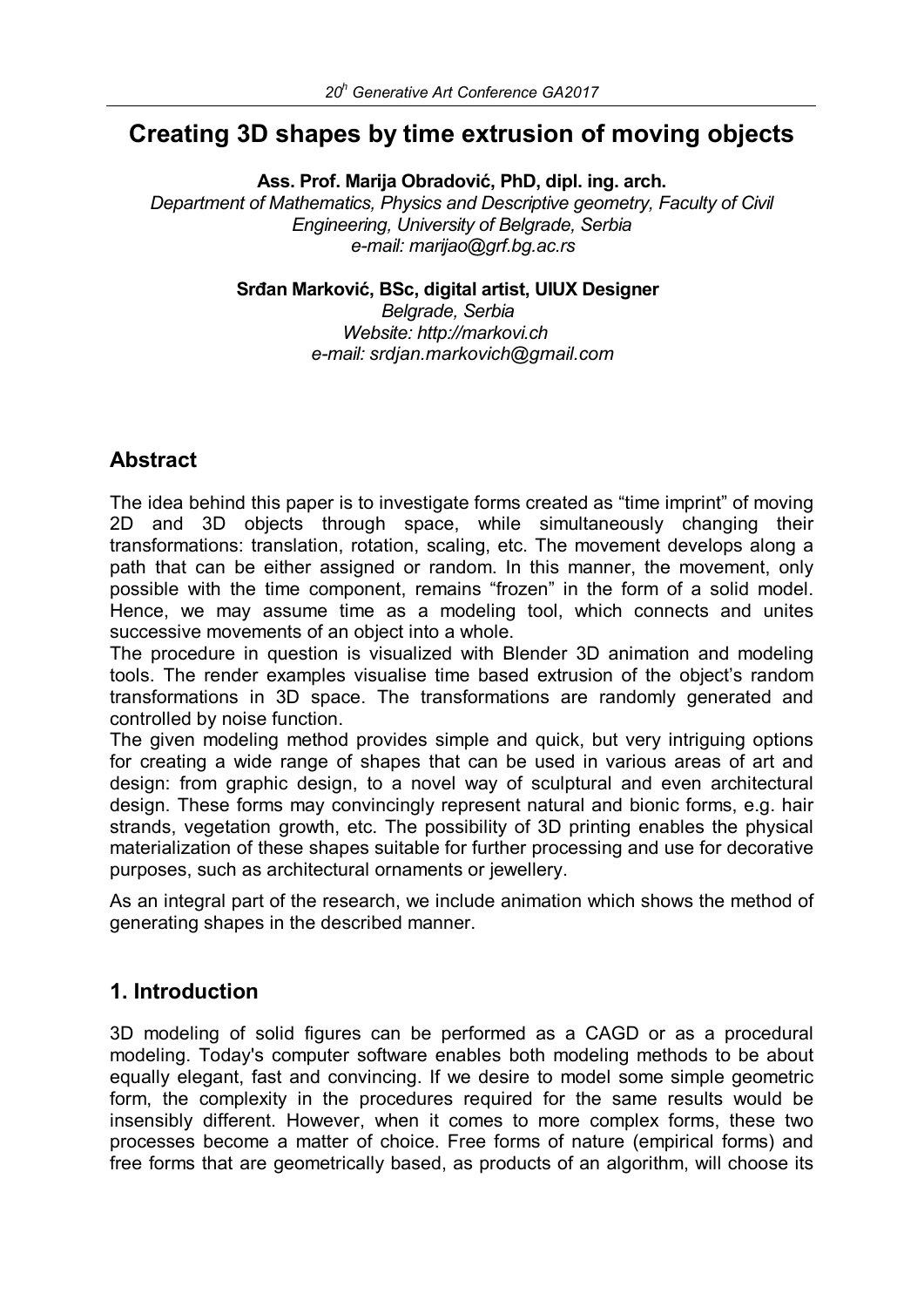# Creating 3D shapes by time extrusion of moving objects

**Ass. Prof. Marija Obradović, PhD, dipl. ing. arch.**

*Department of Mathematics, Physics and Descriptive geometry, Faculty of Civil Engineering, University of Belgrade, Serbia*
*e-mail: marijao@grf.bg.ac.rs*

**Srđan Marković, BSc, digital artist, UIUX Designer**

*Belgrade, Serbia*
*Website: http://markovi.ch*
*e-mail: srdjan.markovich@gmail.com*

## Abstract

The idea behind this paper is to investigate forms created as "time imprint" of moving 2D and 3D objects through space, while simultaneously changing their transformations: translation, rotation, scaling, etc. The movement develops along a path that can be either assigned or random. In this manner, the movement, only possible with the time component, remains "frozen" in the form of a solid model. Hence, we may assume time as a modeling tool, which connects and unites successive movements of an object into a whole.

The procedure in question is visualized with Blender 3D animation and modeling tools. The render examples visualise time based extrusion of the object's random transformations in 3D space. The transformations are randomly generated and controlled by noise function.

The given modeling method provides simple and quick, but very intriguing options for creating a wide range of shapes that can be used in various areas of art and design: from graphic design, to a novel way of sculptural and even architectural design. These forms may convincingly represent natural and bionic forms, e.g. hair strands, vegetation growth, etc. The possibility of 3D printing enables the physical materialization of these shapes suitable for further processing and use for decorative purposes, such as architectural ornaments or jewellery.

As an integral part of the research, we include animation which shows the method of generating shapes in the described manner.

## 1. Introduction

3D modeling of solid figures can be performed as a CAGD or as a procedural modeling. Today's computer software enables both modeling methods to be about equally elegant, fast and convincing. If we desire to model some simple geometric form, the complexity in the procedures required for the same results would be insensibly different. However, when it comes to more complex forms, these two processes become a matter of choice. Free forms of nature (empirical forms) and free forms that are geometrically based, as products of an algorithm, will choose its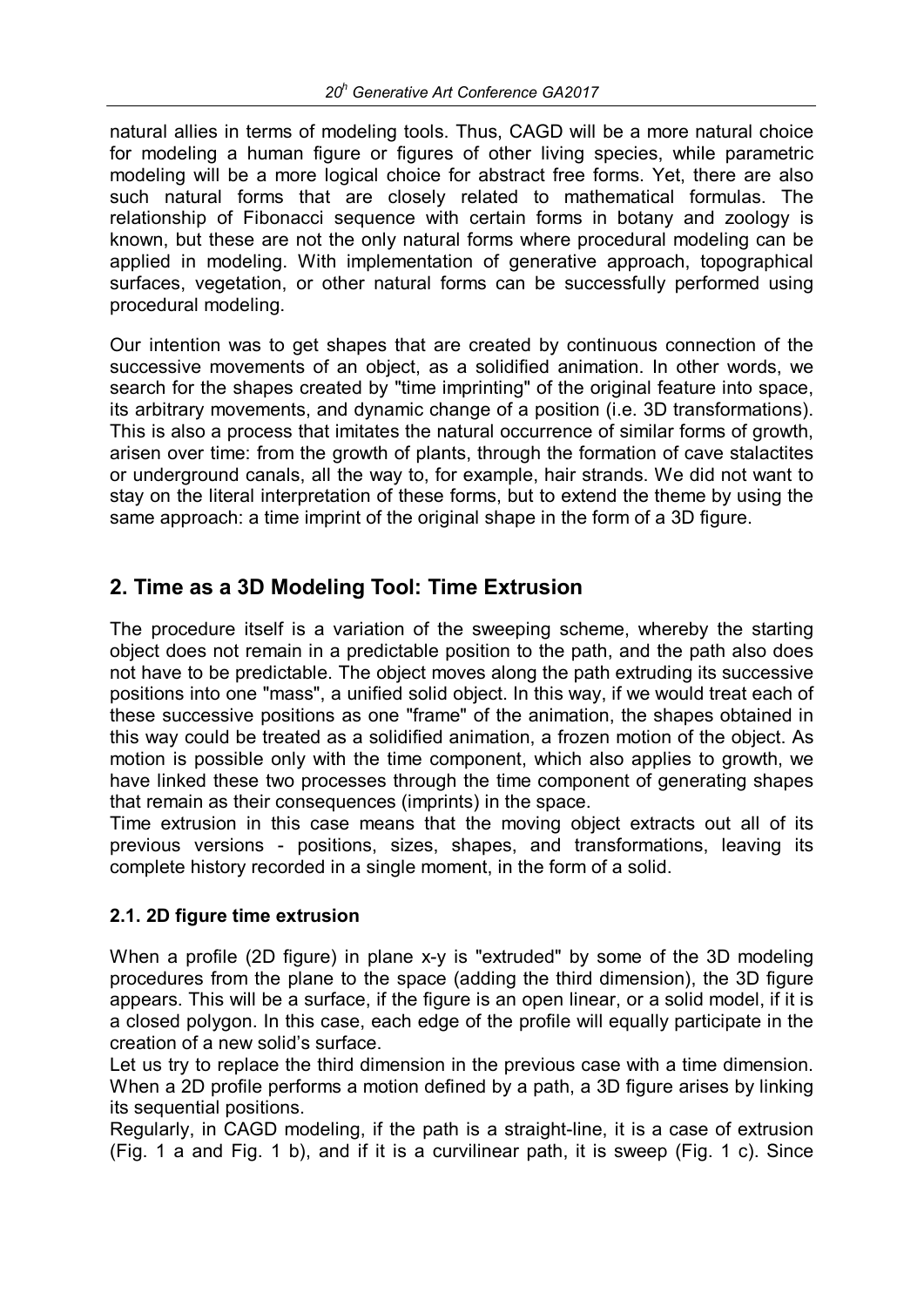natural allies in terms of modeling tools. Thus, CAGD will be a more natural choice for modeling a human figure or figures of other living species, while parametric modeling will be a more logical choice for abstract free forms. Yet, there are also such natural forms that are closely related to mathematical formulas. The relationship of Fibonacci sequence with certain forms in botany and zoology is known, but these are not the only natural forms where procedural modeling can be applied in modeling. With implementation of generative approach, topographical surfaces, vegetation, or other natural forms can be successfully performed using procedural modeling.

Our intention was to get shapes that are created by continuous connection of the successive movements of an object, as a solidified animation. In other words, we search for the shapes created by "time imprinting" of the original feature into space, its arbitrary movements, and dynamic change of a position (i.e. 3D transformations). This is also a process that imitates the natural occurrence of similar forms of growth, arisen over time: from the growth of plants, through the formation of cave stalactites or underground canals, all the way to, for example, hair strands. We did not want to stay on the literal interpretation of these forms, but to extend the theme by using the same approach: a time imprint of the original shape in the form of a 3D figure.

## 2. Time as a 3D Modeling Tool: Time Extrusion

The procedure itself is a variation of the sweeping scheme, whereby the starting object does not remain in a predictable position to the path, and the path also does not have to be predictable. The object moves along the path extruding its successive positions into one "mass", a unified solid object. In this way, if we would treat each of these successive positions as one "frame" of the animation, the shapes obtained in this way could be treated as a solidified animation, a frozen motion of the object. As motion is possible only with the time component, which also applies to growth, we have linked these two processes through the time component of generating shapes that remain as their consequences (imprints) in the space.

Time extrusion in this case means that the moving object extracts out all of its previous versions - positions, sizes, shapes, and transformations, leaving its complete history recorded in a single moment, in the form of a solid.

### 2.1. 2D figure time extrusion

When a profile (2D figure) in plane x-y is "extruded" by some of the 3D modeling procedures from the plane to the space (adding the third dimension), the 3D figure appears. This will be a surface, if the figure is an open linear, or a solid model, if it is a closed polygon. In this case, each edge of the profile will equally participate in the creation of a new solid's surface.

Let us try to replace the third dimension in the previous case with a time dimension. When a 2D profile performs a motion defined by a path, a 3D figure arises by linking its sequential positions.

Regularly, in CAGD modeling, if the path is a straight-line, it is a case of extrusion (Fig. 1 a and Fig. 1 b), and if it is a curvilinear path, it is sweep (Fig. 1 c). Since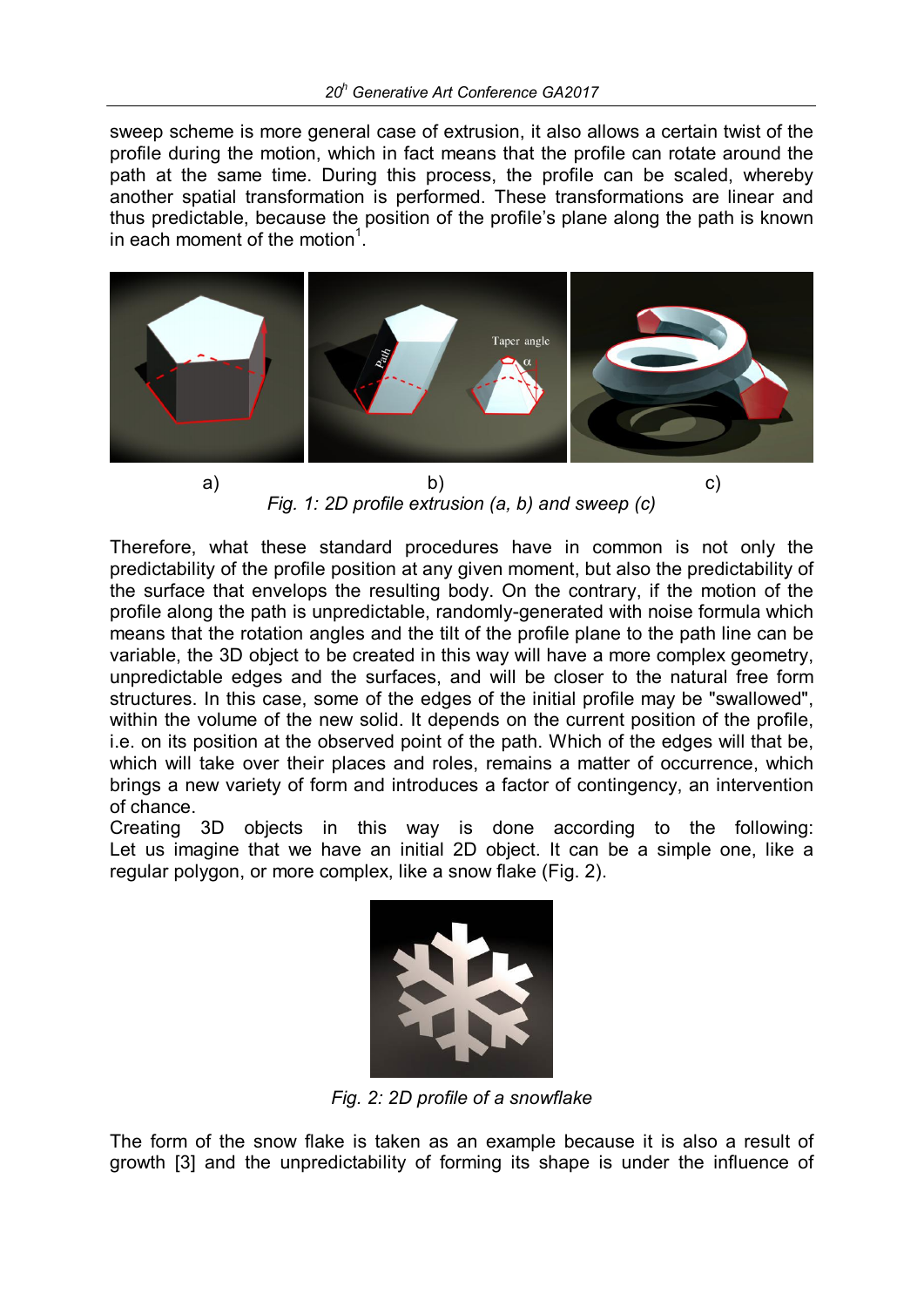sweep scheme is more general case of extrusion, it also allows a certain twist of the profile during the motion, which in fact means that the profile can rotate around the path at the same time. During this process, the profile can be scaled, whereby another spatial transformation is performed. These transformations are linear and thus predictable, because the position of the profile's plane along the path is known in each moment of the motion[1].

a) b) c)

*Fig. 1: 2D profile extrusion (a, b) and sweep (c)*

Therefore, what these standard procedures have in common is not only the predictability of the profile position at any given moment, but also the predictability of the surface that envelops the resulting body. On the contrary, if the motion of the profile along the path is unpredictable, randomly-generated with noise formula which means that the rotation angles and the tilt of the profile plane to the path line can be variable, the 3D object to be created in this way will have a more complex geometry, unpredictable edges and the surfaces, and will be closer to the natural free form structures. In this case, some of the edges of the initial profile may be "swallowed", within the volume of the new solid. It depends on the current position of the profile, i.e. on its position at the observed point of the path. Which of the edges will that be, which will take over their places and roles, remains a matter of occurrence, which brings a new variety of form and introduces a factor of contingency, an intervention of chance.

Creating 3D objects in this way is done according to the following: Let us imagine that we have an initial 2D object. It can be a simple one, like a regular polygon, or more complex, like a snow flake (Fig. 2).

*Fig. 2: 2D profile of a snowflake*

The form of the snow flake is taken as an example because it is also a result of growth [3] and the unpredictability of forming its shape is under the influence of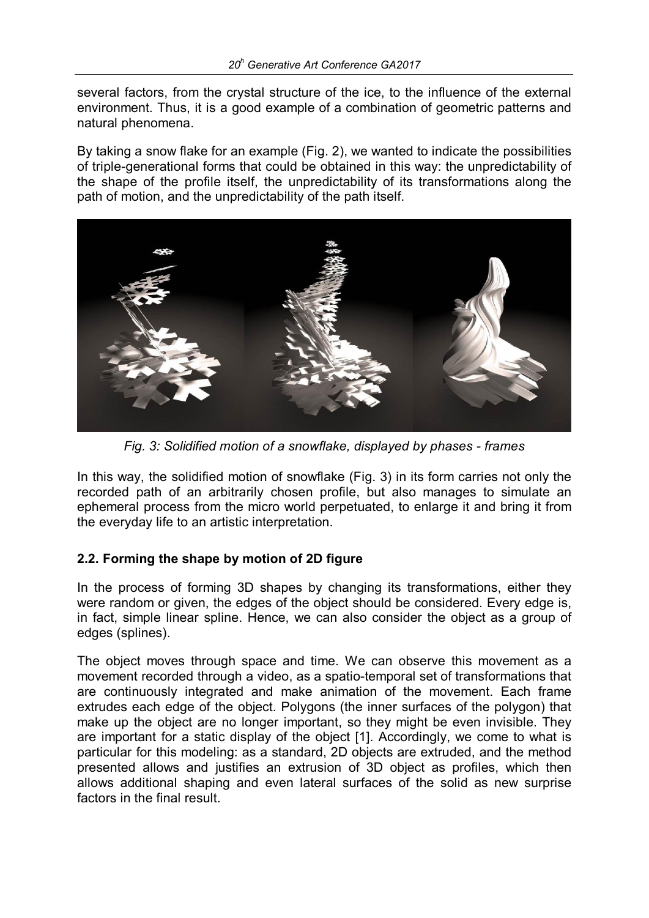several factors, from the crystal structure of the ice, to the influence of the external environment. Thus, it is a good example of a combination of geometric patterns and natural phenomena.

By taking a snow flake for an example (Fig. 2), we wanted to indicate the possibilities of triple-generational forms that could be obtained in this way: the unpredictability of the shape of the profile itself, the unpredictability of its transformations along the path of motion, and the unpredictability of the path itself.

*Fig. 3: Solidified motion of a snowflake, displayed by phases - frames*

In this way, the solidified motion of snowflake (Fig. 3) in its form carries not only the recorded path of an arbitrarily chosen profile, but also manages to simulate an ephemeral process from the micro world perpetuated, to enlarge it and bring it from the everyday life to an artistic interpretation.

### 2.2. Forming the shape by motion of 2D figure

In the process of forming 3D shapes by changing its transformations, either they were random or given, the edges of the object should be considered. Every edge is, in fact, simple linear spline. Hence, we can also consider the object as a group of edges (splines).

The object moves through space and time. We can observe this movement as a movement recorded through a video, as a spatio-temporal set of transformations that are continuously integrated and make animation of the movement. Each frame extrudes each edge of the object. Polygons (the inner surfaces of the polygon) that make up the object are no longer important, so they might be even invisible. They are important for a static display of the object [1]. Accordingly, we come to what is particular for this modeling: as a standard, 2D objects are extruded, and the method presented allows and justifies an extrusion of 3D object as profiles, which then allows additional shaping and even lateral surfaces of the solid as new surprise factors in the final result.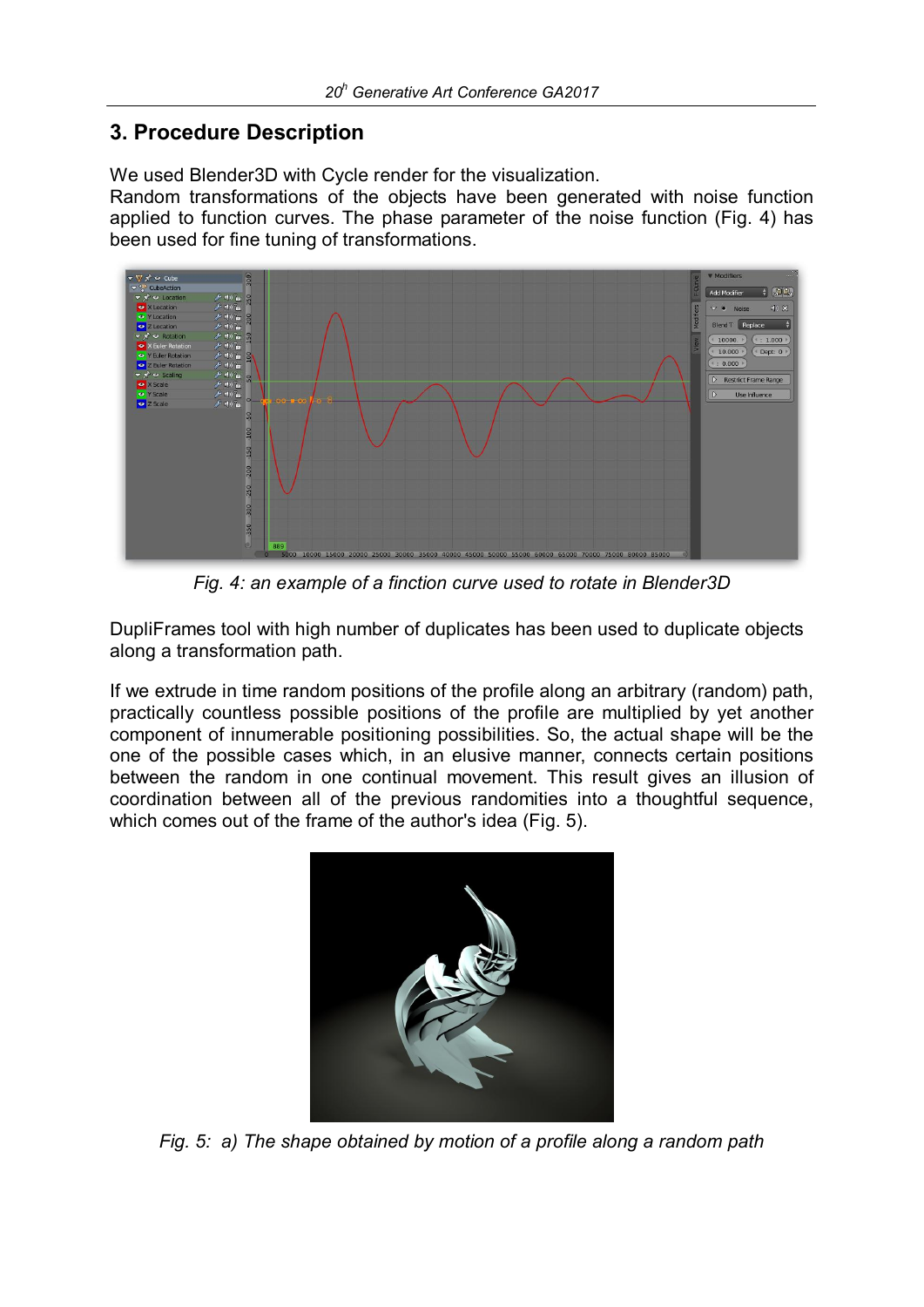## 3. Procedure Description

We used Blender3D with Cycle render for the visualization.
Random transformations of the objects have been generated with noise function applied to function curves. The phase parameter of the noise function (Fig. 4) has been used for fine tuning of transformations.

*Fig. 4: an example of a finction curve used to rotate in Blender3D*

DupliFrames tool with high number of duplicates has been used to duplicate objects along a transformation path.

If we extrude in time random positions of the profile along an arbitrary (random) path, practically countless possible positions of the profile are multiplied by yet another component of innumerable positioning possibilities. So, the actual shape will be the one of the possible cases which, in an elusive manner, connects certain positions between the random in one continual movement. This result gives an illusion of coordination between all of the previous randomities into a thoughtful sequence, which comes out of the frame of the author's idea (Fig. 5).

*Fig. 5: a) The shape obtained by motion of a profile along a random path*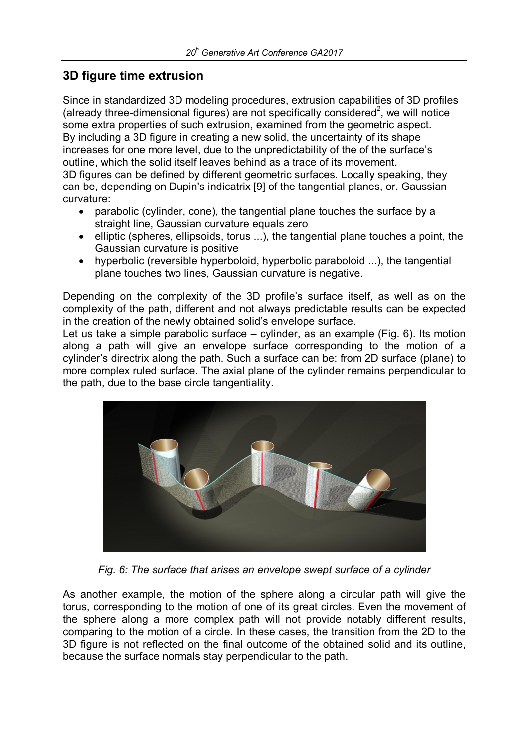## 3D figure time extrusion

Since in standardized 3D modeling procedures, extrusion capabilities of 3D profiles (already three-dimensional figures) are not specifically considered[2], we will notice some extra properties of such extrusion, examined from the geometric aspect. By including a 3D figure in creating a new solid, the uncertainty of its shape increases for one more level, due to the unpredictability of the of the surface's outline, which the solid itself leaves behind as a trace of its movement. 3D figures can be defined by different geometric surfaces. Locally speaking, they can be, depending on Dupin's indicatrix [9] of the tangential planes, or. Gaussian curvature:

- parabolic (cylinder, cone), the tangential plane touches the surface by a straight line, Gaussian curvature equals zero
- elliptic (spheres, ellipsoids, torus ...), the tangential plane touches a point, the Gaussian curvature is positive
- hyperbolic (reversible hyperboloid, hyperbolic paraboloid ...), the tangential plane touches two lines, Gaussian curvature is negative.

Depending on the complexity of the 3D profile's surface itself, as well as on the complexity of the path, different and not always predictable results can be expected in the creation of the newly obtained solid's envelope surface.

Let us take a simple parabolic surface – cylinder, as an example (Fig. 6). Its motion along a path will give an envelope surface corresponding to the motion of a cylinder's directrix along the path. Such a surface can be: from 2D surface (plane) to more complex ruled surface. The axial plane of the cylinder remains perpendicular to the path, due to the base circle tangentiality.

*Fig. 6: The surface that arises an envelope swept surface of a cylinder*

As another example, the motion of the sphere along a circular path will give the torus, corresponding to the motion of one of its great circles. Even the movement of the sphere along a more complex path will not provide notably different results, comparing to the motion of a circle. In these cases, the transition from the 2D to the 3D figure is not reflected on the final outcome of the obtained solid and its outline, because the surface normals stay perpendicular to the path.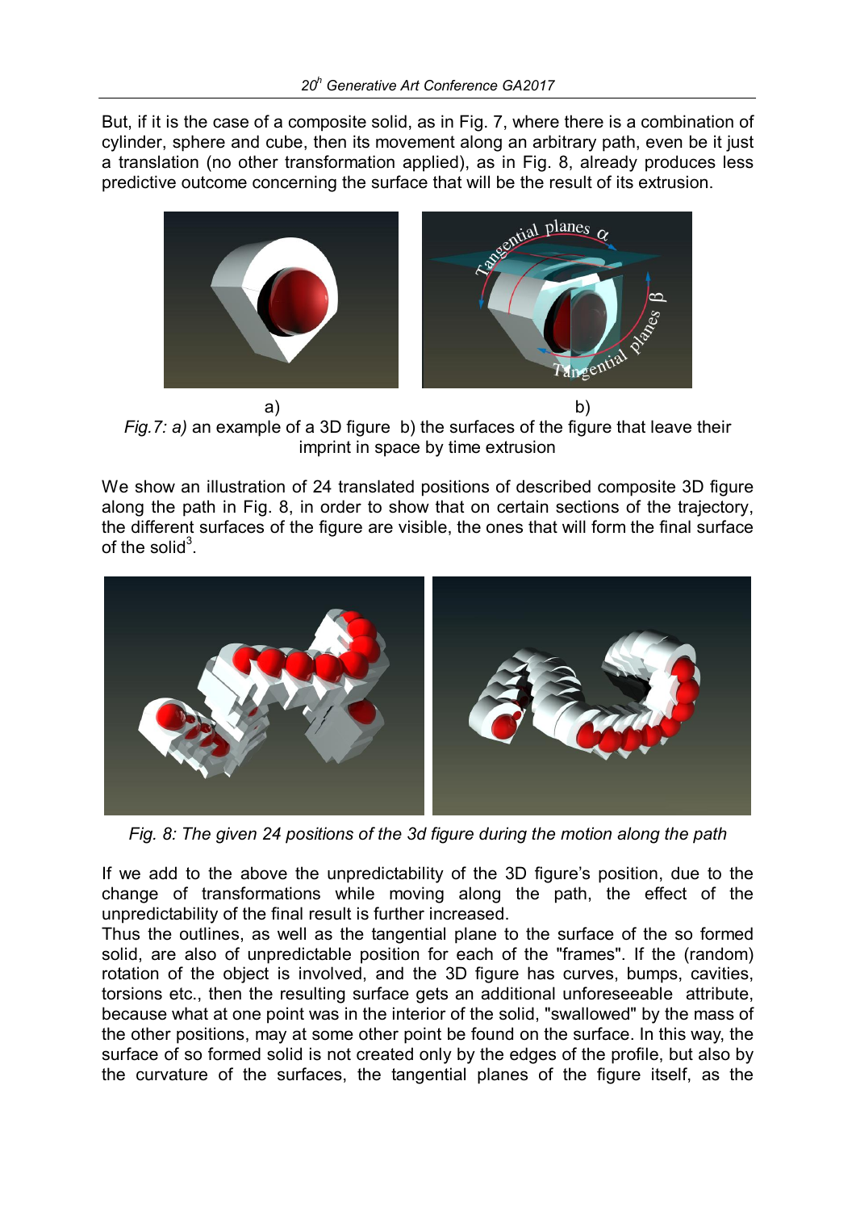But, if it is the case of a composite solid, as in Fig. 7, where there is a combination of cylinder, sphere and cube, then its movement along an arbitrary path, even be it just a translation (no other transformation applied), as in Fig. 8, already produces less predictive outcome concerning the surface that will be the result of its extrusion.

a) b)

*Fig.7: a)* an example of a 3D figure b) the surfaces of the figure that leave their imprint in space by time extrusion

We show an illustration of 24 translated positions of described composite 3D figure along the path in Fig. 8, in order to show that on certain sections of the trajectory, the different surfaces of the figure are visible, the ones that will form the final surface of the solid[3].

*Fig. 8: The given 24 positions of the 3d figure during the motion along the path*

If we add to the above the unpredictability of the 3D figure's position, due to the change of transformations while moving along the path, the effect of the unpredictability of the final result is further increased.

Thus the outlines, as well as the tangential plane to the surface of the so formed solid, are also of unpredictable position for each of the "frames". If the (random) rotation of the object is involved, and the 3D figure has curves, bumps, cavities, torsions etc., then the resulting surface gets an additional unforeseeable attribute, because what at one point was in the interior of the solid, "swallowed" by the mass of the other positions, may at some other point be found on the surface. In this way, the surface of so formed solid is not created only by the edges of the profile, but also by the curvature of the surfaces, the tangential planes of the figure itself, as the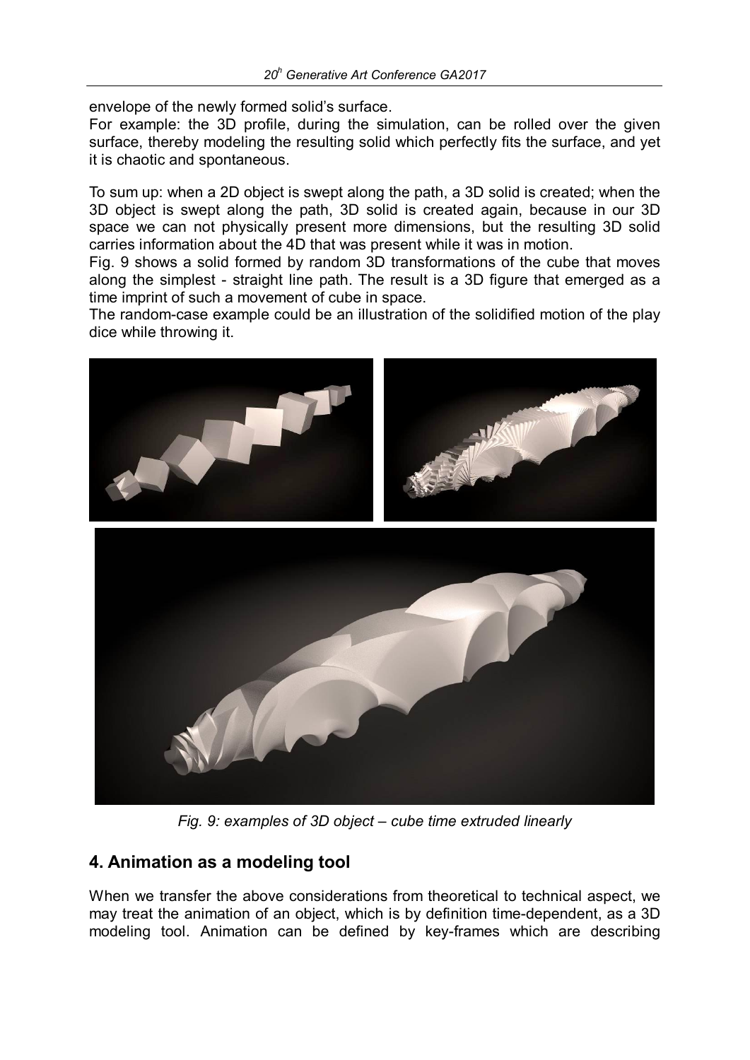envelope of the newly formed solid's surface.
For example: the 3D profile, during the simulation, can be rolled over the given surface, thereby modeling the resulting solid which perfectly fits the surface, and yet it is chaotic and spontaneous.

To sum up: when a 2D object is swept along the path, a 3D solid is created; when the 3D object is swept along the path, 3D solid is created again, because in our 3D space we can not physically present more dimensions, but the resulting 3D solid carries information about the 4D that was present while it was in motion.
Fig. 9 shows a solid formed by random 3D transformations of the cube that moves along the simplest - straight line path. The result is a 3D figure that emerged as a time imprint of such a movement of cube in space.
The random-case example could be an illustration of the solidified motion of the play dice while throwing it.

*Fig. 9: examples of 3D object – cube time extruded linearly*

## 4. Animation as a modeling tool

When we transfer the above considerations from theoretical to technical aspect, we may treat the animation of an object, which is by definition time-dependent, as a 3D modeling tool. Animation can be defined by key-frames which are describing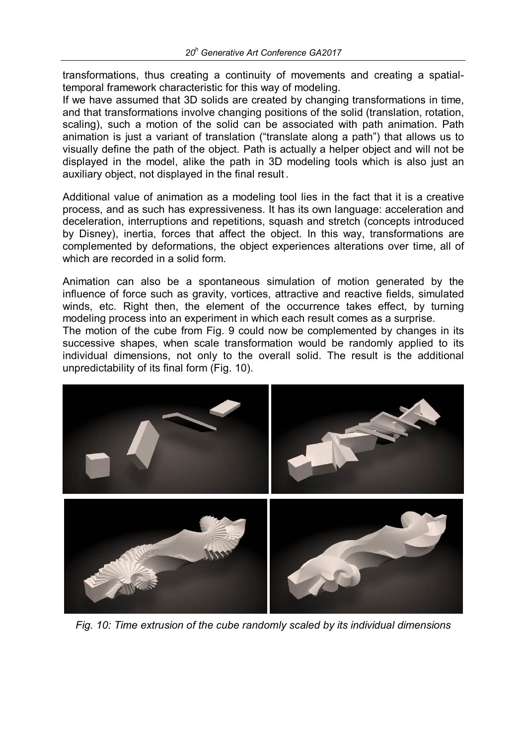transformations, thus creating a continuity of movements and creating a spatial-temporal framework characteristic for this way of modeling.
If we have assumed that 3D solids are created by changing transformations in time, and that transformations involve changing positions of the solid (translation, rotation, scaling), such a motion of the solid can be associated with path animation. Path animation is just a variant of translation ("translate along a path") that allows us to visually define the path of the object. Path is actually a helper object and will not be displayed in the model, alike the path in 3D modeling tools which is also just an auxiliary object, not displayed in the final result.

Additional value of animation as a modeling tool lies in the fact that it is a creative process, and as such has expressiveness. It has its own language: acceleration and deceleration, interruptions and repetitions, squash and stretch (concepts introduced by Disney), inertia, forces that affect the object. In this way, transformations are complemented by deformations, the object experiences alterations over time, all of which are recorded in a solid form.

Animation can also be a spontaneous simulation of motion generated by the influence of force such as gravity, vortices, attractive and reactive fields, simulated winds, etc. Right then, the element of the occurrence takes effect, by turning modeling process into an experiment in which each result comes as a surprise.
The motion of the cube from Fig. 9 could now be complemented by changes in its successive shapes, when scale transformation would be randomly applied to its individual dimensions, not only to the overall solid. The result is the additional unpredictability of its final form (Fig. 10).

*Fig. 10: Time extrusion of the cube randomly scaled by its individual dimensions*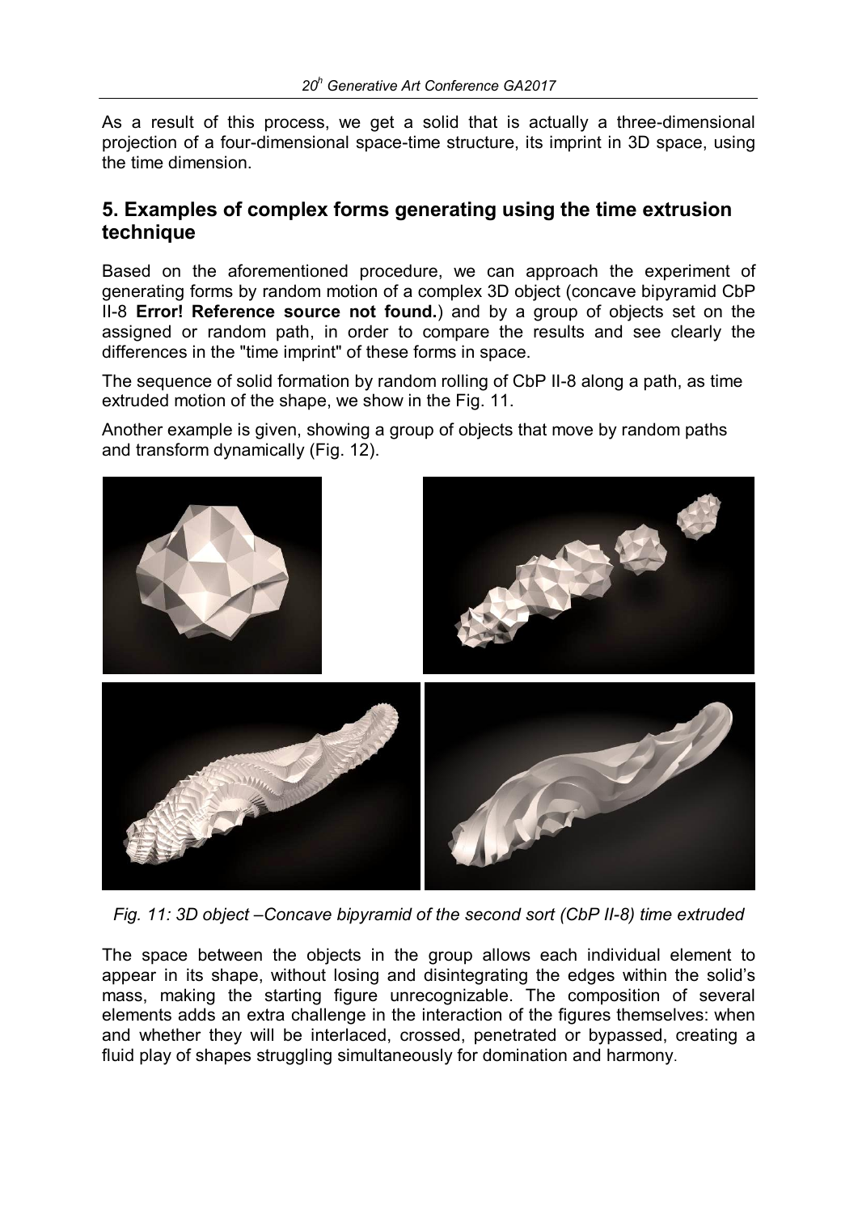As a result of this process, we get a solid that is actually a three-dimensional projection of a four-dimensional space-time structure, its imprint in 3D space, using the time dimension.

## 5. Examples of complex forms generating using the time extrusion technique

Based on the aforementioned procedure, we can approach the experiment of generating forms by random motion of a complex 3D object (concave bipyramid CbP II-8 **Error! Reference source not found.**) and by a group of objects set on the assigned or random path, in order to compare the results and see clearly the differences in the "time imprint" of these forms in space.

The sequence of solid formation by random rolling of CbP II-8 along a path, as time extruded motion of the shape, we show in the Fig. 11.

Another example is given, showing a group of objects that move by random paths and transform dynamically (Fig. 12).

*Fig. 11: 3D object –Concave bipyramid of the second sort (CbP II-8) time extruded*

The space between the objects in the group allows each individual element to appear in its shape, without losing and disintegrating the edges within the solid's mass, making the starting figure unrecognizable. The composition of several elements adds an extra challenge in the interaction of the figures themselves: when and whether they will be interlaced, crossed, penetrated or bypassed, creating a fluid play of shapes struggling simultaneously for domination and harmony.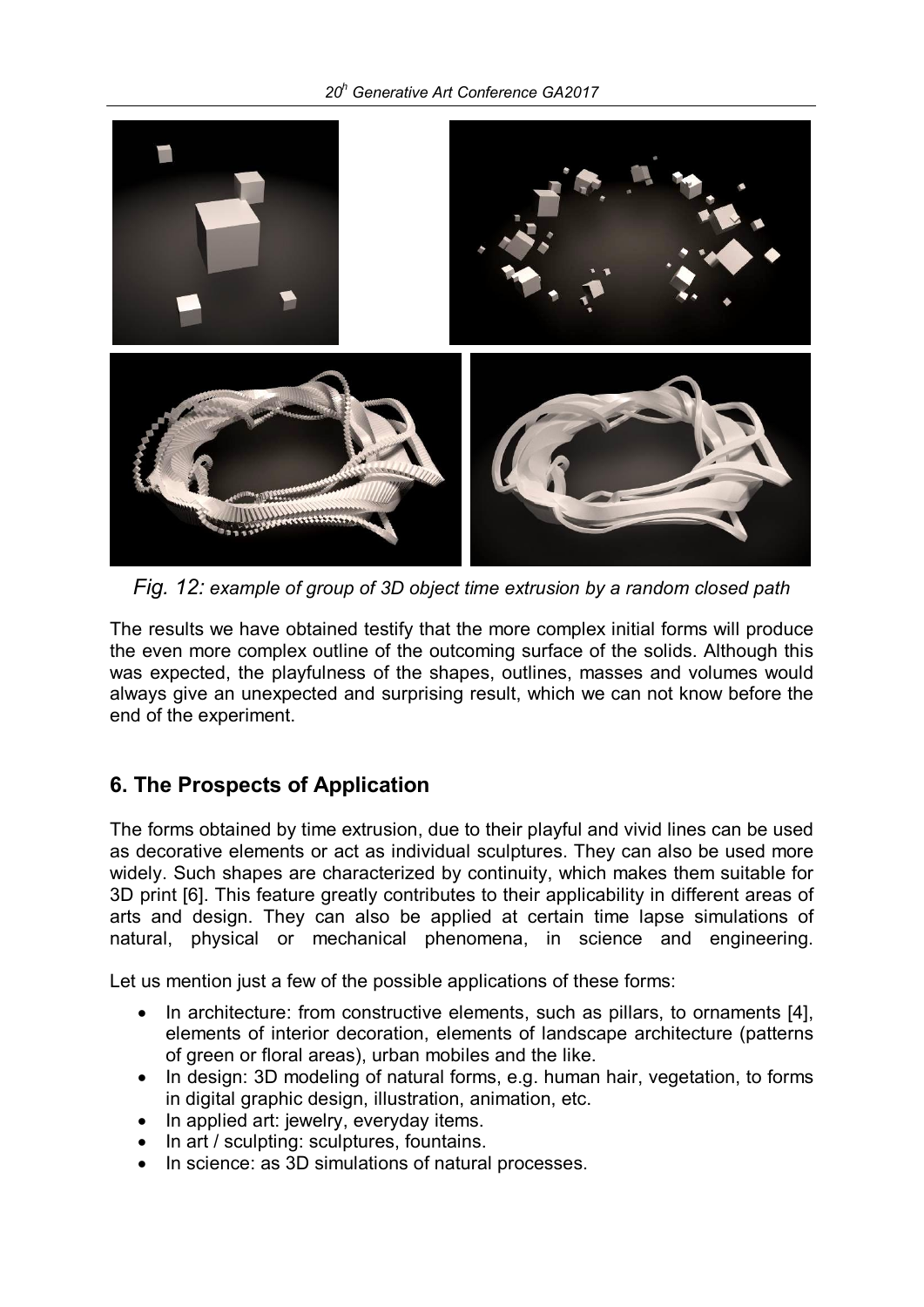*Fig. 12: example of group of 3D object time extrusion by a random closed path*

The results we have obtained testify that the more complex initial forms will produce the even more complex outline of the outcoming surface of the solids. Although this was expected, the playfulness of the shapes, outlines, masses and volumes would always give an unexpected and surprising result, which we can not know before the end of the experiment.

## 6. The Prospects of Application

The forms obtained by time extrusion, due to their playful and vivid lines can be used as decorative elements or act as individual sculptures. They can also be used more widely. Such shapes are characterized by continuity, which makes them suitable for 3D print [6]. This feature greatly contributes to their applicability in different areas of arts and design. They can also be applied at certain time lapse simulations of natural, physical or mechanical phenomena, in science and engineering.

Let us mention just a few of the possible applications of these forms:

- In architecture: from constructive elements, such as pillars, to ornaments [4], elements of interior decoration, elements of landscape architecture (patterns of green or floral areas), urban mobiles and the like.
- In design: 3D modeling of natural forms, e.g. human hair, vegetation, to forms in digital graphic design, illustration, animation, etc.
- In applied art: jewelry, everyday items.
- In art / sculpting: sculptures, fountains.
- In science: as 3D simulations of natural processes.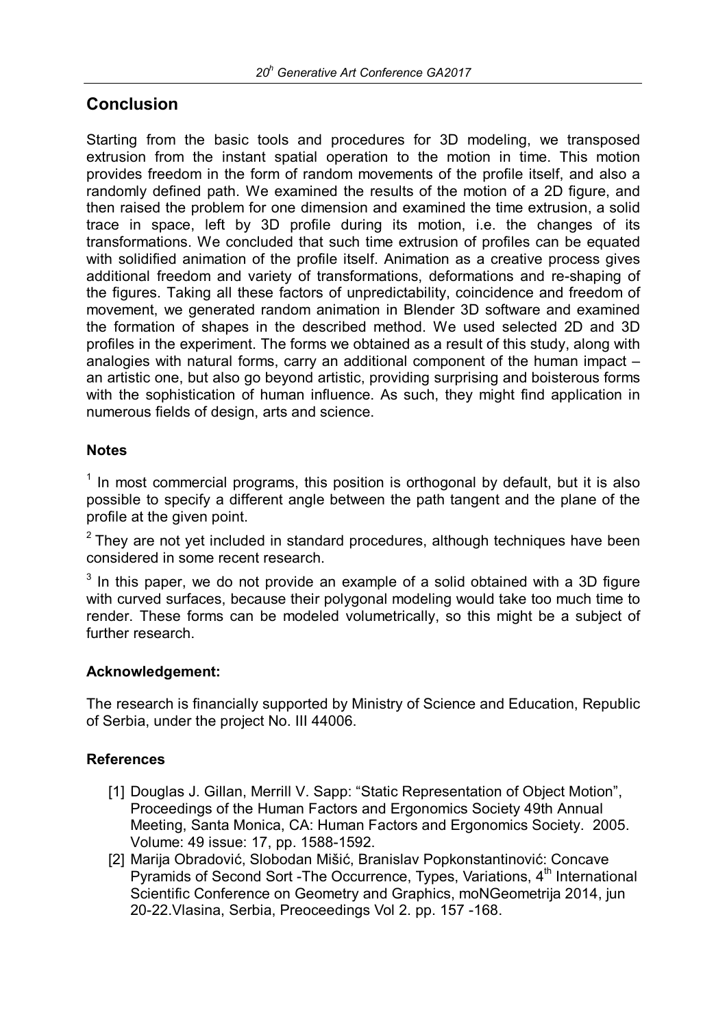## Conclusion

Starting from the basic tools and procedures for 3D modeling, we transposed extrusion from the instant spatial operation to the motion in time. This motion provides freedom in the form of random movements of the profile itself, and also a randomly defined path. We examined the results of the motion of a 2D figure, and then raised the problem for one dimension and examined the time extrusion, a solid trace in space, left by 3D profile during its motion, i.e. the changes of its transformations. We concluded that such time extrusion of profiles can be equated with solidified animation of the profile itself. Animation as a creative process gives additional freedom and variety of transformations, deformations and re-shaping of the figures. Taking all these factors of unpredictability, coincidence and freedom of movement, we generated random animation in Blender 3D software and examined the formation of shapes in the described method. We used selected 2D and 3D profiles in the experiment. The forms we obtained as a result of this study, along with analogies with natural forms, carry an additional component of the human impact – an artistic one, but also go beyond artistic, providing surprising and boisterous forms with the sophistication of human influence. As such, they might find application in numerous fields of design, arts and science.

### Notes

[1] In most commercial programs, this position is orthogonal by default, but it is also possible to specify a different angle between the path tangent and the plane of the profile at the given point.

[2] They are not yet included in standard procedures, although techniques have been considered in some recent research.

[3] In this paper, we do not provide an example of a solid obtained with a 3D figure with curved surfaces, because their polygonal modeling would take too much time to render. These forms can be modeled volumetrically, so this might be a subject of further research.

### Acknowledgement:

The research is financially supported by Ministry of Science and Education, Republic of Serbia, under the project No. III 44006.

### References

[1] Douglas J. Gillan, Merrill V. Sapp: "Static Representation of Object Motion", Proceedings of the Human Factors and Ergonomics Society 49th Annual Meeting, Santa Monica, CA: Human Factors and Ergonomics Society. 2005. Volume: 49 issue: 17, pp. 1588-1592.

[2] Marija Obradović, Slobodan Mišić, Branislav Popkonstantinović: Concave Pyramids of Second Sort -The Occurrence, Types, Variations, 4th International Scientific Conference on Geometry and Graphics, moNGeometrija 2014, jun 20-22.Vlasina, Serbia, Preoceedings Vol 2. pp. 157 -168.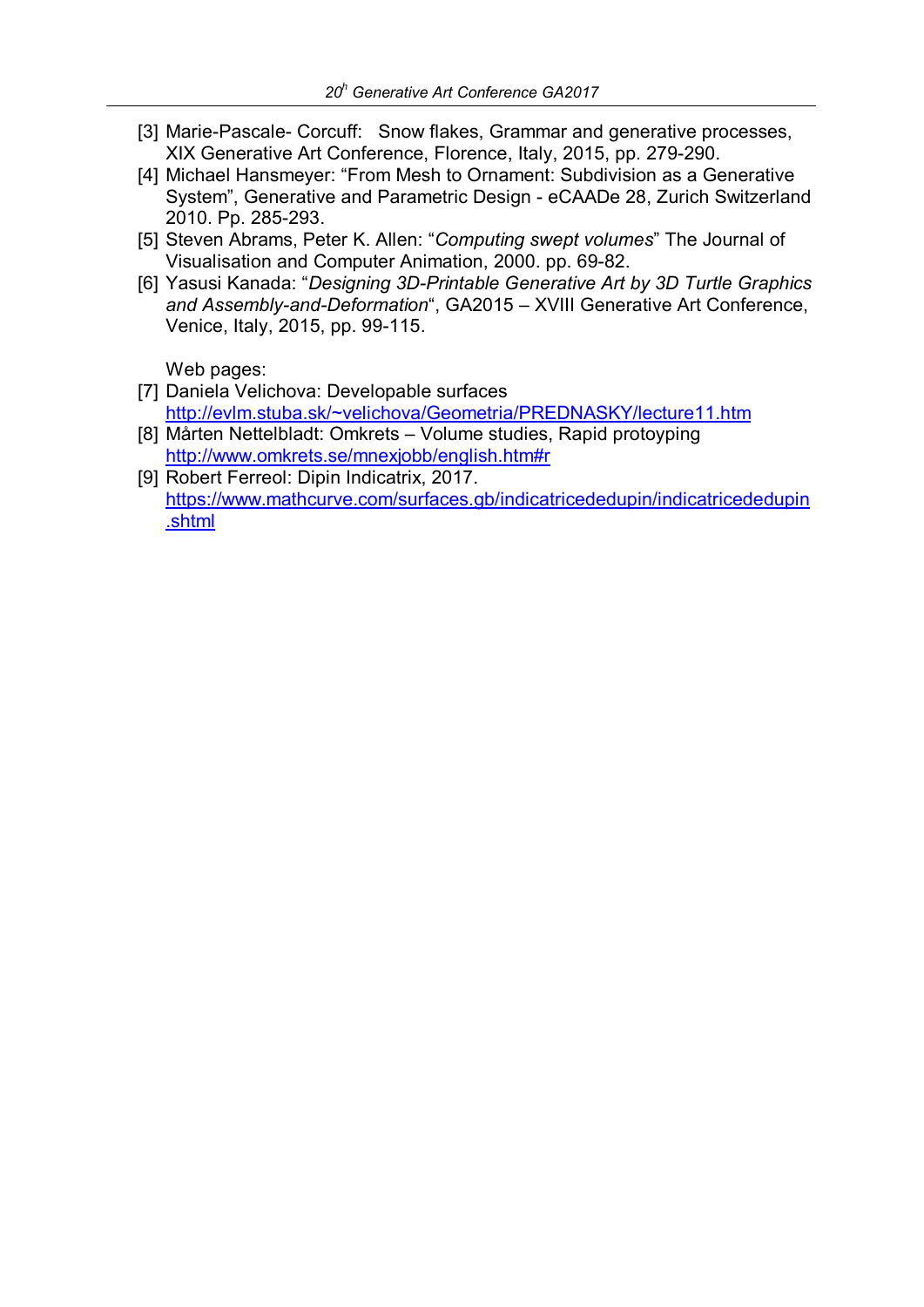[3] Marie-Pascale- Corcuff: Snow flakes, Grammar and generative processes, XIX Generative Art Conference, Florence, Italy, 2015, pp. 279-290.

[4] Michael Hansmeyer: "From Mesh to Ornament: Subdivision as a Generative System", Generative and Parametric Design - eCAADe 28, Zurich Switzerland 2010. Pp. 285-293.

[5] Steven Abrams, Peter K. Allen: "*Computing swept volumes*" The Journal of Visualisation and Computer Animation, 2000. pp. 69-82.

[6] Yasusi Kanada: "*Designing 3D-Printable Generative Art by 3D Turtle Graphics and Assembly-and-Deformation*", GA2015 – XVIII Generative Art Conference, Venice, Italy, 2015, pp. 99-115.

Web pages:

[7] Daniela Velichova: Developable surfaces http://evlm.stuba.sk/~velichova/Geometria/PREDNASKY/lecture11.htm

[8] Mårten Nettelbladt: Omkrets – Volume studies, Rapid protoyping http://www.omkrets.se/mnexjobb/english.htm#r

[9] Robert Ferreol: Dipin Indicatrix, 2017. https://www.mathcurve.com/surfaces.gb/indicatricededupin/indicatricededupin.shtml